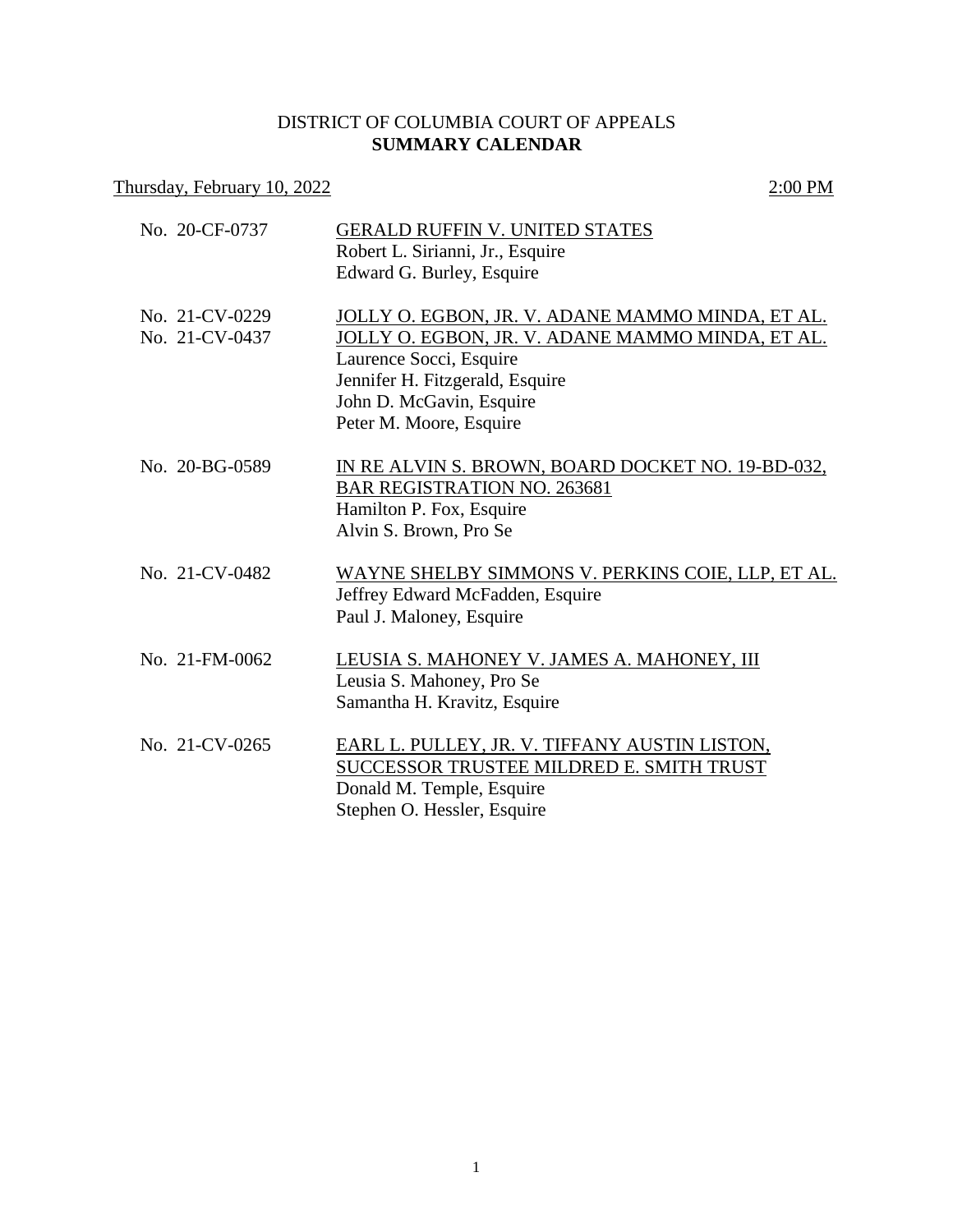# DISTRICT OF COLUMBIA COURT OF APPEALS
## SUMMARY CALENDAR

Thursday, February 10, 2022 — 2:00 PM

No. 20-CF-0737 — GERALD RUFFIN V. UNITED STATES
Robert L. Sirianni, Jr., Esquire
Edward G. Burley, Esquire

No. 21-CV-0229 — JOLLY O. EGBON, JR. V. ADANE MAMMO MINDA, ET AL.
No. 21-CV-0437 — JOLLY O. EGBON, JR. V. ADANE MAMMO MINDA, ET AL.
Laurence Socci, Esquire
Jennifer H. Fitzgerald, Esquire
John D. McGavin, Esquire
Peter M. Moore, Esquire

No. 20-BG-0589 — IN RE ALVIN S. BROWN, BOARD DOCKET NO. 19-BD-032, BAR REGISTRATION NO. 263681
Hamilton P. Fox, Esquire
Alvin S. Brown, Pro Se

No. 21-CV-0482 — WAYNE SHELBY SIMMONS V. PERKINS COIE, LLP, ET AL.
Jeffrey Edward McFadden, Esquire
Paul J. Maloney, Esquire

No. 21-FM-0062 — LEUSIA S. MAHONEY V. JAMES A. MAHONEY, III
Leusia S. Mahoney, Pro Se
Samantha H. Kravitz, Esquire

No. 21-CV-0265 — EARL L. PULLEY, JR. V. TIFFANY AUSTIN LISTON, SUCCESSOR TRUSTEE MILDRED E. SMITH TRUST
Donald M. Temple, Esquire
Stephen O. Hessler, Esquire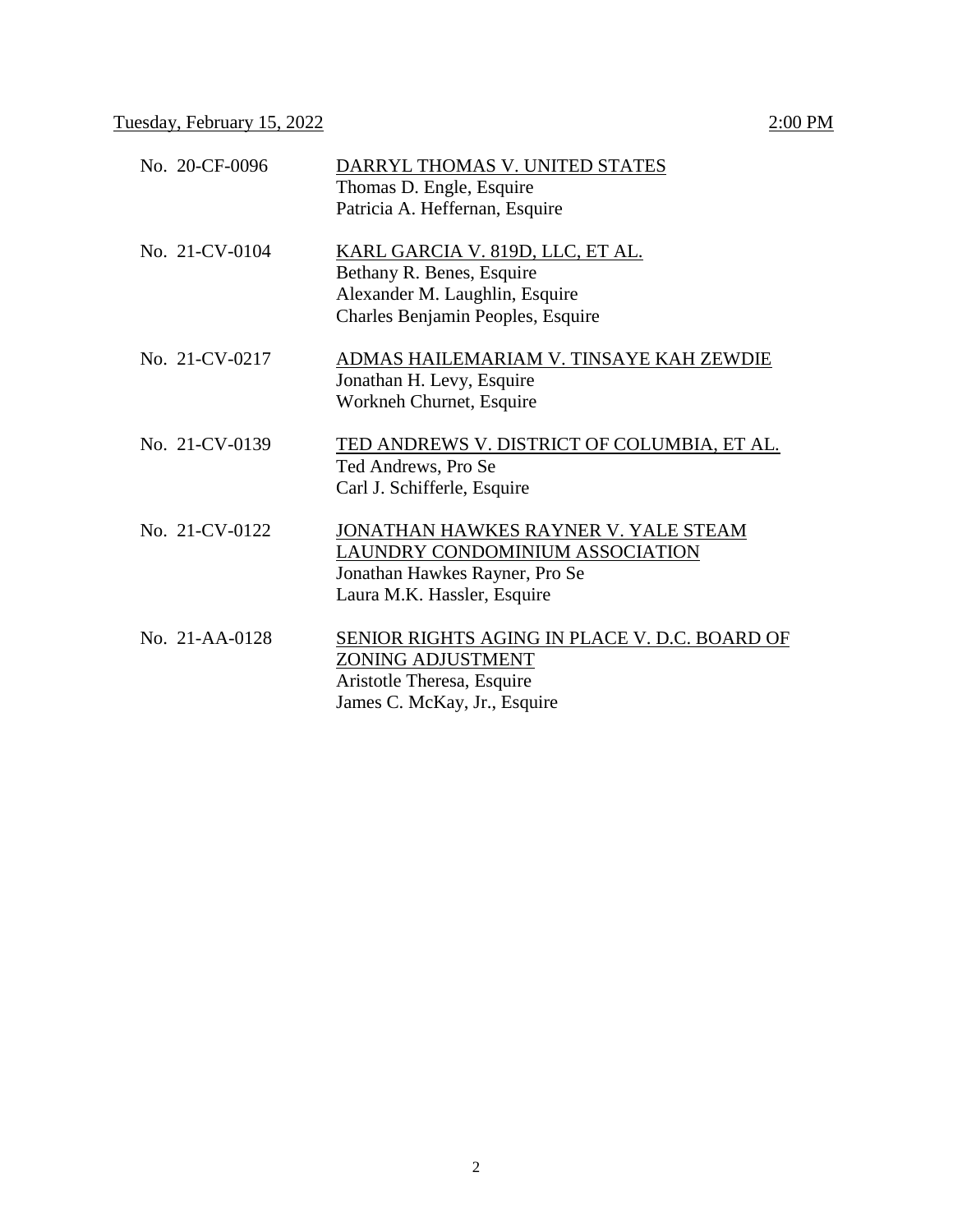Tuesday, February 15, 2022 2:00 PM

No. 20-CF-0096

DARRYL THOMAS V. UNITED STATES
Thomas D. Engle, Esquire
Patricia A. Heffernan, Esquire

No. 21-CV-0104

KARL GARCIA V. 819D, LLC, ET AL.
Bethany R. Benes, Esquire
Alexander M. Laughlin, Esquire
Charles Benjamin Peoples, Esquire

No. 21-CV-0217

ADMAS HAILEMARIAM V. TINSAYE KAH ZEWDIE
Jonathan H. Levy, Esquire
Workneh Churnet, Esquire

No. 21-CV-0139

TED ANDREWS V. DISTRICT OF COLUMBIA, ET AL.
Ted Andrews, Pro Se
Carl J. Schifferle, Esquire

No. 21-CV-0122

JONATHAN HAWKES RAYNER V. YALE STEAM LAUNDRY CONDOMINIUM ASSOCIATION
Jonathan Hawkes Rayner, Pro Se
Laura M.K. Hassler, Esquire

No. 21-AA-0128

SENIOR RIGHTS AGING IN PLACE V. D.C. BOARD OF ZONING ADJUSTMENT
Aristotle Theresa, Esquire
James C. McKay, Jr., Esquire